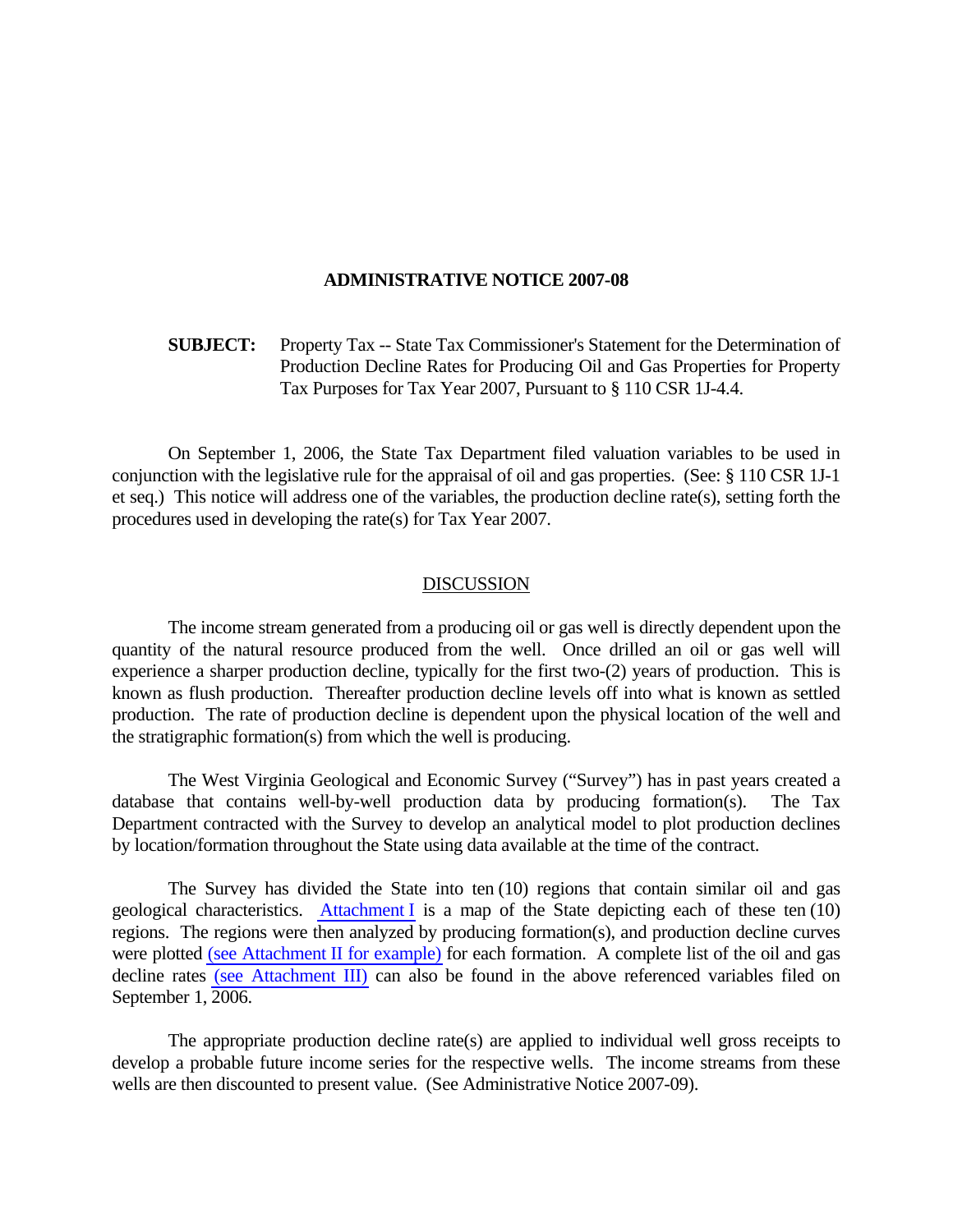# ADMINISTRATIVE NOTICE 2007-08

**SUBJECT:** Property Tax -- State Tax Commissioner's Statement for the Determination of Production Decline Rates for Producing Oil and Gas Properties for Property Tax Purposes for Tax Year 2007, Pursuant to § 110 CSR 1J-4.4.

On September 1, 2006, the State Tax Department filed valuation variables to be used in conjunction with the legislative rule for the appraisal of oil and gas properties. (See: § 110 CSR 1J-1 et seq.) This notice will address one of the variables, the production decline rate(s), setting forth the procedures used in developing the rate(s) for Tax Year 2007.

## DISCUSSION

The income stream generated from a producing oil or gas well is directly dependent upon the quantity of the natural resource produced from the well. Once drilled an oil or gas well will experience a sharper production decline, typically for the first two-(2) years of production. This is known as flush production. Thereafter production decline levels off into what is known as settled production. The rate of production decline is dependent upon the physical location of the well and the stratigraphic formation(s) from which the well is producing.

The West Virginia Geological and Economic Survey ("Survey") has in past years created a database that contains well-by-well production data by producing formation(s). The Tax Department contracted with the Survey to develop an analytical model to plot production declines by location/formation throughout the State using data available at the time of the contract.

The Survey has divided the State into ten (10) regions that contain similar oil and gas geological characteristics. Attachment I is a map of the State depicting each of these ten (10) regions. The regions were then analyzed by producing formation(s), and production decline curves were plotted (see Attachment II for example) for each formation. A complete list of the oil and gas decline rates (see Attachment III) can also be found in the above referenced variables filed on September 1, 2006.

The appropriate production decline rate(s) are applied to individual well gross receipts to develop a probable future income series for the respective wells. The income streams from these wells are then discounted to present value. (See Administrative Notice 2007-09).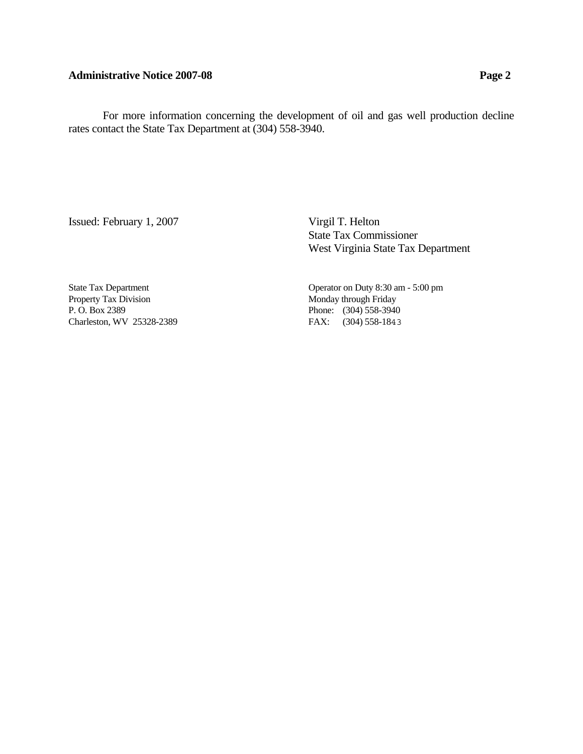For more information concerning the development of oil and gas well production decline rates contact the State Tax Department at (304) 558-3940.

Issued: February 1, 2007

Virgil T. Helton
State Tax Commissioner
West Virginia State Tax Department

State Tax Department
Property Tax Division
P. O. Box 2389
Charleston, WV 25328-2389

Operator on Duty 8:30 am - 5:00 pm
Monday through Friday
Phone: (304) 558-3940
FAX: (304) 558-1843